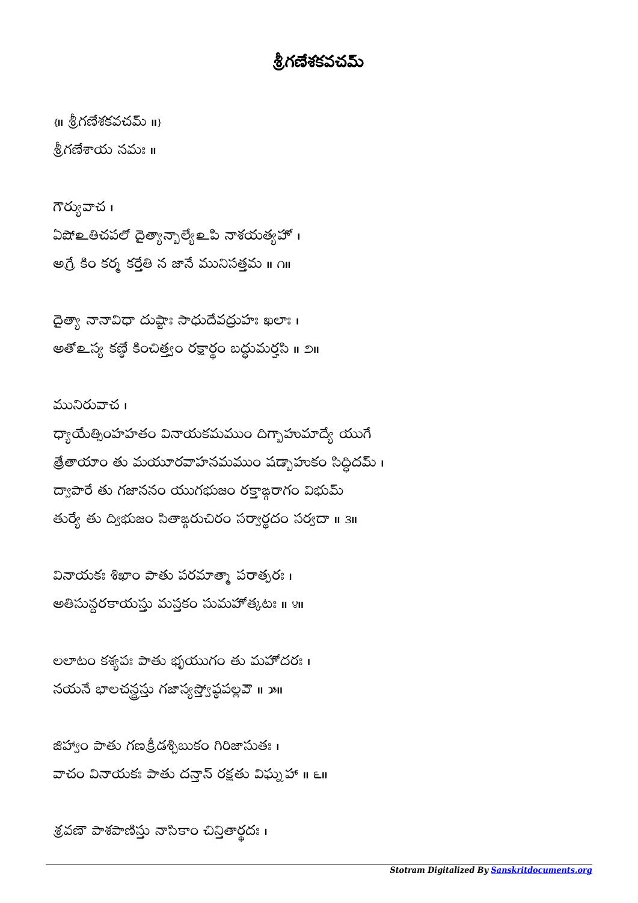# శ్రీగణేశకవచమ్

{॥ శ్రీగణేశకవచమ్ ॥}

శ్రీగణేశాయ నమః ॥

గౌర్యువాచ ।

ఏషోఽతిచపలో దైత్యాన్బాల్యేఽపి నాశయత్యహో ।

అగ్రే కిం కర్మ కర్తేతి న జానే మునిసత్తమ ॥ ౧॥

దైత్యా నానావిధా దుష్టాః సాధుదేవద్రుహః ఖలాః ।

అతోఽస్య కణ్ఠే కించిత్త్వం రక్షార్థం బద్ధుమర్హసి ॥ ౨॥

మునిరువాచ ।

ధ్యాయేత్సింహహతం వినాయకమముం దిగ్బాహుమాద్యే యుగే

త్రేతాయాం తు మయూరవాహనమముం షడ్బాహుకం సిద్ధిదమ్ ।

ద్వాపారే తు గజాననం యుగభుజం రక్తాఙ్గరాగం విభుమ్

తుర్యే తు ద్విభుజం సితాఙ్గరుచిరం సర్వార్థదం సర్వదా ॥ ౩॥

వినాయకః శిఖాం పాతు పరమాత్మా పరాత్పరః ।

అతిసున్దరకాయస్తు మస్తకం సుమహోత్కటః ॥ ౪॥

లలాటం కశ్యపః పాతు భృయుగం తు మహోదరః ।

నయనే భాలచన్ద్రస్తు గజాస్యస్త్వోష్ఠపల్లవౌ ॥ ౫॥

జిహ్వాం పాతు గణక్రీడశ్చిబుకం గిరిజాసుతః ।

వాచం వినాయకః పాతు దన్తాన్ రక్షతు విఘ్నహా ॥ ౬॥

శ్రవణౌ పాశపాణిస్తు నాసికాం చిన్తితార్థదః ।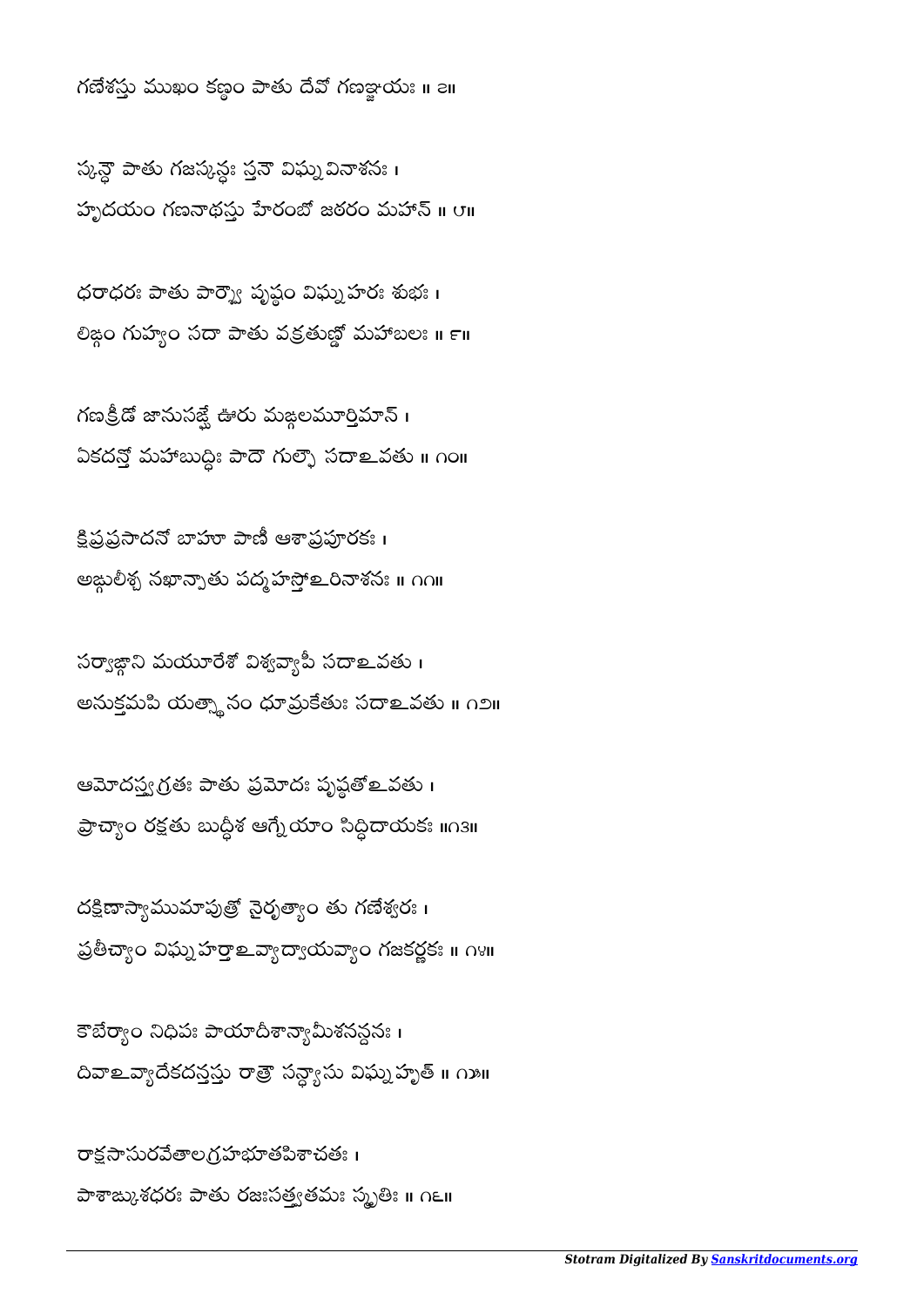గణేశస్తు ముఖం కణ్ఠం పాతు దేవో గణఞ్జయః ॥ ౭॥

స్కన్ధౌ పాతు గజస్కన్ధః స్తనౌ విఘ్నవినాశనః ।
హృదయం గణనాథస్తు హేరంబో జఠరం మహాన్ ॥ ౮॥

ధరాధరః పాతు పార్శ్వౌ పృష్ఠం విఘ్నహరః శుభః ।
లిఙ్గం గుహ్యం సదా పాతు వక్రతుణ్డో మహాబలః ॥ ౯॥

గణక్రీడో జానుసఙ్ఘే ఊరు మఙ్గలమూర్తిమాన్ ।
ఏకదన్తో మహాబుద్ధిః పాదౌ గుల్ఫౌ సదాఽవతు ॥ ౧౦॥

క్షిప్రప్రసాదనో బాహూ పాణీ ఆశాప్రపూరకః ।
అఙ్గులీశ్చ నఖాన్పాతు పద్మహస్తోఽరినాశనః ॥ ౧౧॥

సర్వాఙ్గాని మయూరేశో విశ్వవ్యాపీ సదాఽవతు ।
అనుక్తమపి యత్స్థానం ధూమ్రకేతుః సదాఽవతు ॥ ౧౨॥

ఆమోదస్త్వగ్రతః పాతు ప్రమోదః పృష్ఠతోఽవతు ।
ప్రాచ్యాం రక్షతు బుద్ధీశ ఆగ్నేయాం సిద్ధిదాయకః ॥౧౩॥

దక్షిణస్యాముమాపుత్రో నైరృత్యాం తు గణేశ్వరః ।
ప్రతీచ్యాం విఘ్నహర్తాఽవ్యాద్వాయవ్యాం గజకర్ణకః ॥ ౧౪॥

కౌబేర్యాం నిధిపః పాయాదీశాన్యామీశనన్దనః ।
దివాఽవ్యాదేకదన్తస్తు రాత్రౌ సన్ధ్యాసు విఘ్నహృత్ ॥ ౧౫॥

రాక్షసాసురవేతాలగ్రహభూతపిశాచతః ।
పాశాఙ్కుశధరః పాతు రజఃసత్త్వతమః స్మృతిః ॥ ౧౬॥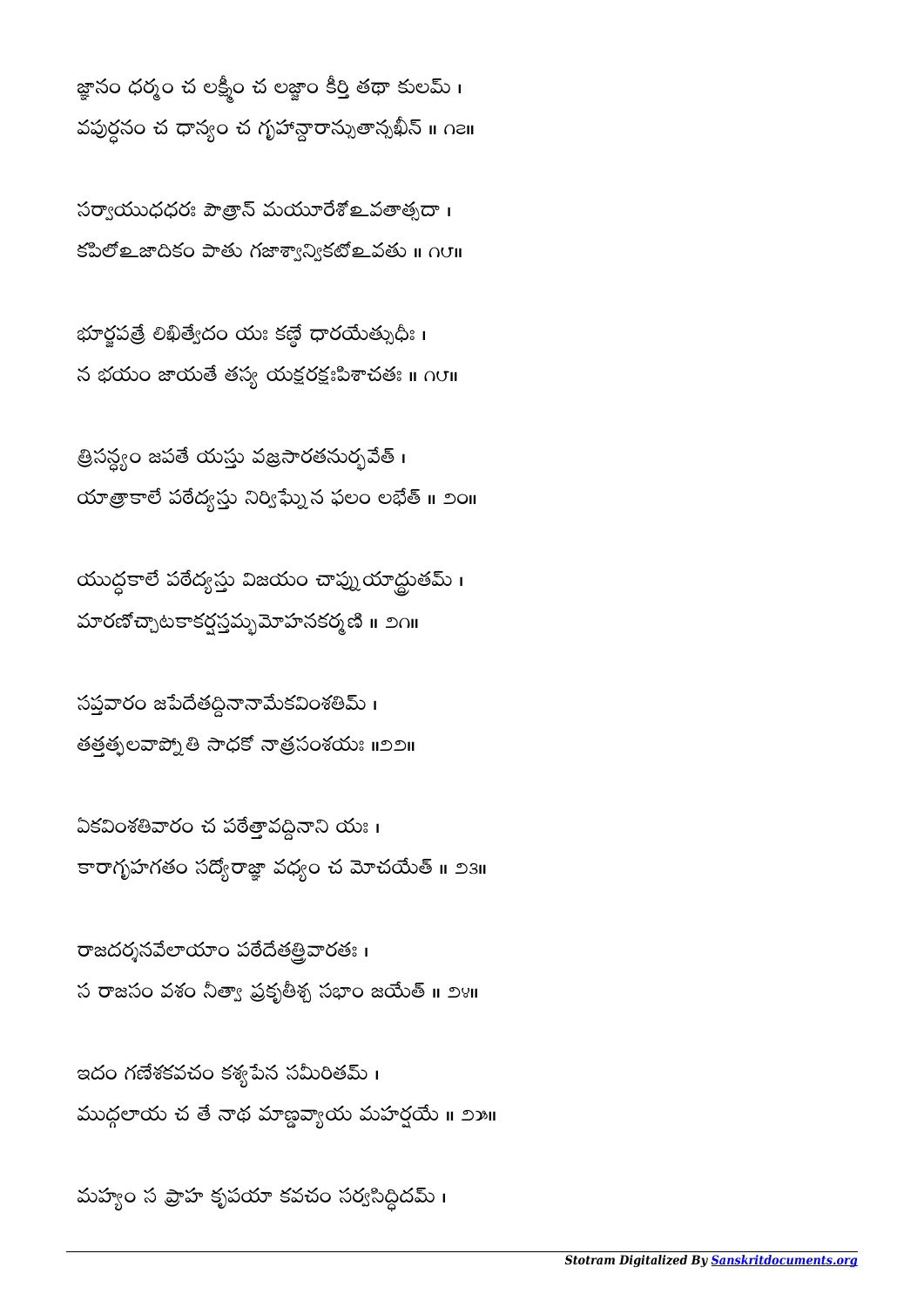జ్ఞానం ధర్మం చ లక్ష్మీం చ లజ్జాం కీర్తి తథా కులమ్ ।
వపుర్ధనం చ ధాన్యం చ గృహాన్దారాన్సుతాన్సఖీన్ ॥ ౧౭॥

సర్వాయుధధరః పౌత్రాన్ మయూరేశోఽవతాత్సదా ।
కపిలోఽజాదికం పాతు గజాశ్వాన్వికటోఽవతు ॥ ౧౮॥

భూర్జపత్రే లిఖిత్వేదం యః కణ్ఠే ధారయేత్సుధీః ।
న భయం జాయతే తస్య యక్షరక్షఃపిశాచతః ॥ ౧౯॥

త్రిసన్ధ్యం జపతే యస్తు వజ్రసారతనుర్భవేత్ ।
యాత్రాకాలే పఠేద్యస్తు నిర్విఘ్నేన ఫలం లభేత్ ॥ ౨౦॥

యుద్ధకాలే పఠేద్యస్తు విజయం చాప్నుయాద్ధ్రుతమ్ ।
మారణోచ్చాటకాకర్షస్తమ్భమోహనకర్మణి ॥ ౨౧॥

సప్తవారం జపేదేతద్దినానామేకవింశతిమ్ ।
తత్తత్ఫలవాప్నోతి సాధకో నాత్రసంశయః ॥౨౨॥

ఏకవింశతివారం చ పఠేత్తావద్దినాని యః ।
కారాగృహగతం సద్యోరాజ్ఞా వధ్యం చ మోచయేత్ ॥ ౨౩॥

రాజదర్శనవేలాయాం పఠేదేతత్త్రివారతః ।
స రాజసం వశం నీత్వా ప్రకృతీశ్చ సభాం జయేత్ ॥ ౨౪॥

ఇదం గణేశకవచం కశ్యపేన సమీరితమ్ ।
ముద్గలాయ చ తే నాథ మాణ్డవ్యాయ మహర్షయే ॥ ౨౫॥

మహ్యం స ప్రాహ కృపయా కవచం సర్వసిద్ధిదమ్ ।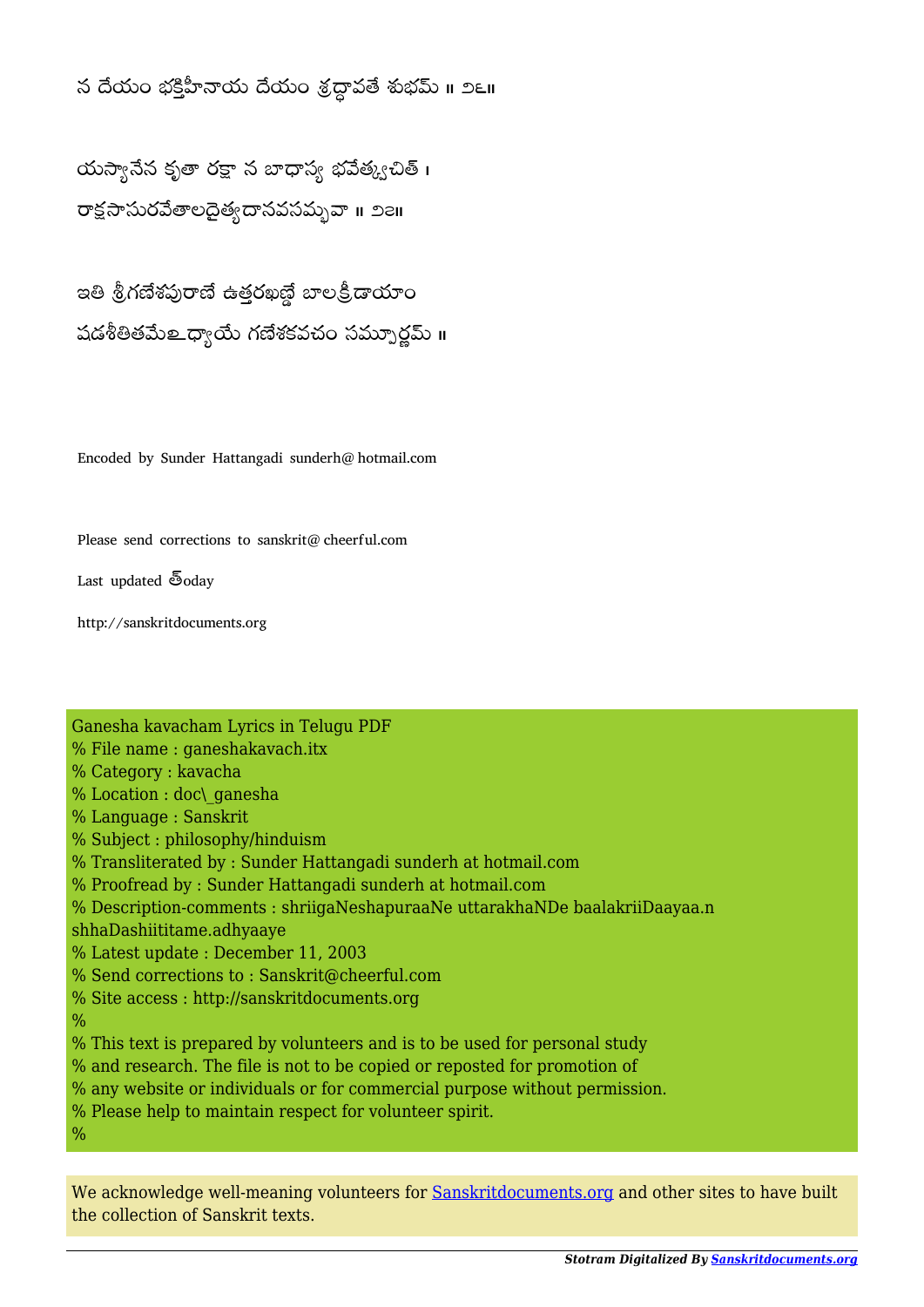న దేయం భక్తిహీనాయ దేయం శ్రద్ధావతే శుభమ్ ॥ ౨౬॥

యస్యానేన కృతా రక్షా న బాధాస్య భవేత్క్వచిత్ ।
రాక్షసాసురవేతాలదైత్యదానవసమ్భవా ॥ ౨౭॥

ఇతి శ్రీగణేశపురాణే ఉత్తరఖణ్డే బాలక్రీడాయాం
షడశీతితమేఽధ్యాయే గణేశకవచం సమ్పూర్ణమ్ ॥

Encoded by Sunder Hattangadi sunderh@ hotmail.com

Please send corrections to sanskrit@ cheerful.com

Last updated త్oday

http://sanskritdocuments.org

Ganesha kavacham Lyrics in Telugu PDF
% File name : ganeshakavach.itx
% Category : kavacha
% Location : doc\_ganesha
% Language : Sanskrit
% Subject : philosophy/hinduism
% Transliterated by : Sunder Hattangadi sunderh at hotmail.com
% Proofread by : Sunder Hattangadi sunderh at hotmail.com
% Description-comments : shriigaNeshapuraaNe uttarakhaNDe baalakriiDaayaa.n shhaDashiititame.adhyaaye
% Latest update : December 11, 2003
% Send corrections to : Sanskrit@cheerful.com
% Site access : http://sanskritdocuments.org
%
% This text is prepared by volunteers and is to be used for personal study
% and research. The file is not to be copied or reposted for promotion of
% any website or individuals or for commercial purpose without permission.
% Please help to maintain respect for volunteer spirit.
%

We acknowledge well-meaning volunteers for [Sanskritdocuments.org](http://sanskritdocuments.org) and other sites to have built the collection of Sanskrit texts.

***Stotram Digitalized By [Sanskritdocuments.org](http://sanskritdocuments.org)***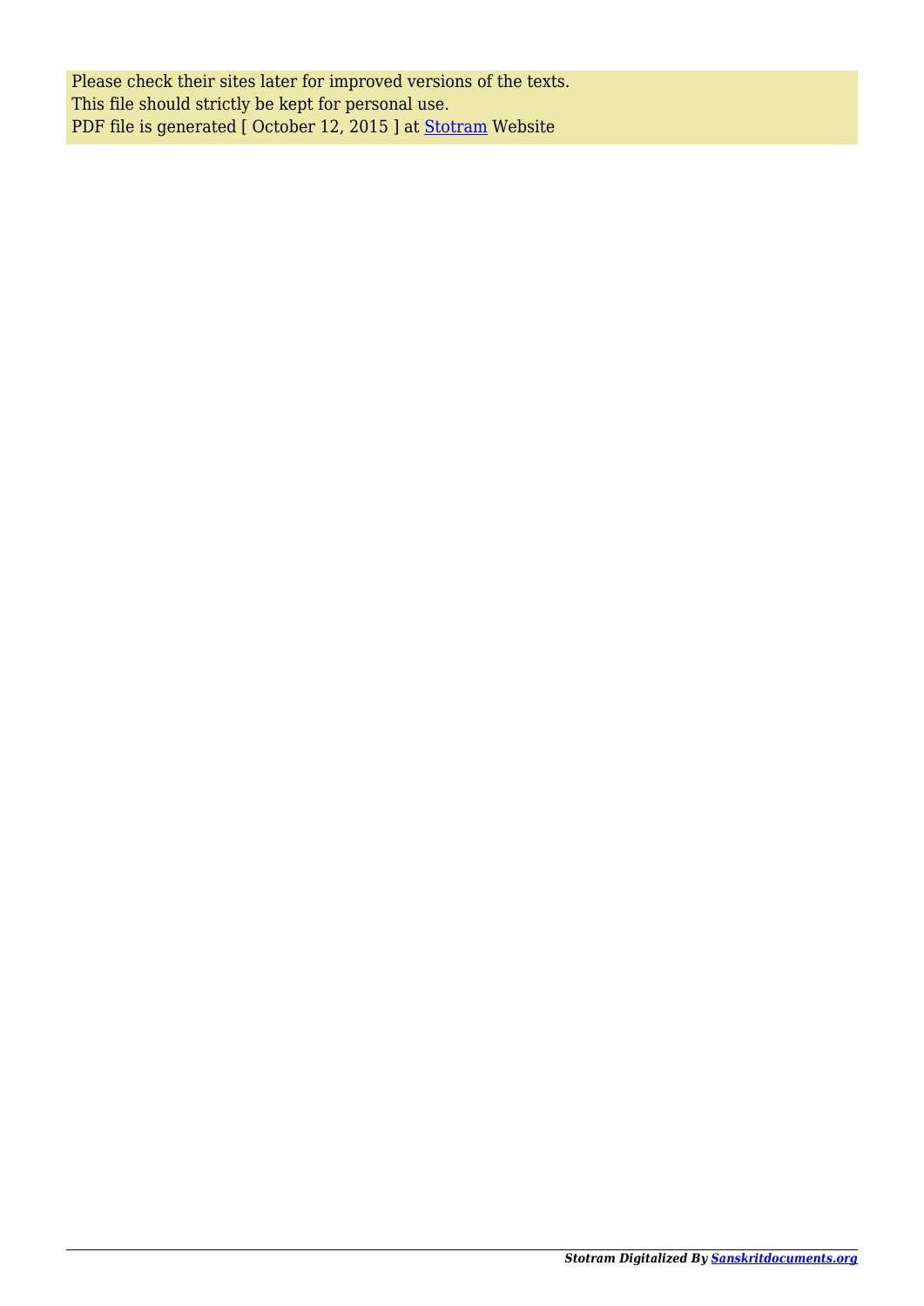Please check their sites later for improved versions of the texts.
This file should strictly be kept for personal use.
PDF file is generated [ October 12, 2015 ] at Stotram Website